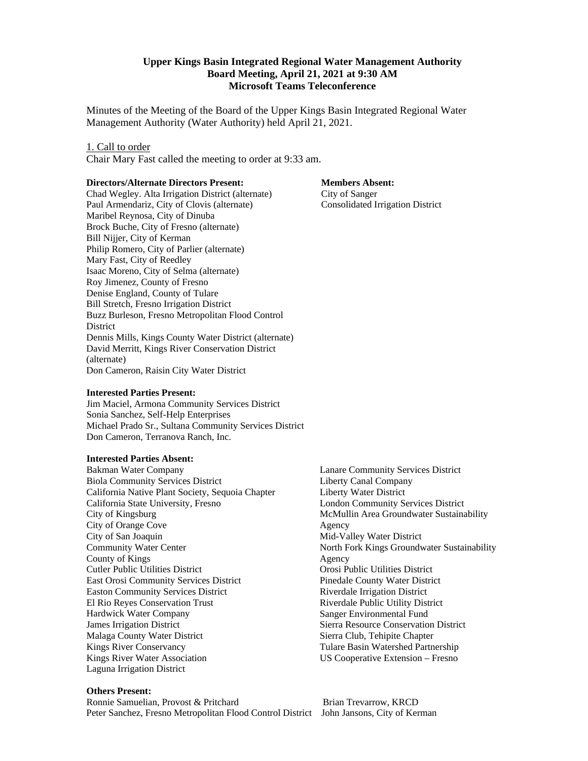**Upper Kings Basin Integrated Regional Water Management Authority**
**Board Meeting, April 21, 2021 at 9:30 AM**
**Microsoft Teams Teleconference**

Minutes of the Meeting of the Board of the Upper Kings Basin Integrated Regional Water Management Authority (Water Authority) held April 21, 2021.

1. Call to order

Chair Mary Fast called the meeting to order at 9:33 am.

**Directors/Alternate Directors Present:**

Chad Wegley. Alta Irrigation District (alternate)
Paul Armendariz, City of Clovis (alternate)
Maribel Reynosa, City of Dinuba
Brock Buche, City of Fresno (alternate)
Bill Nijjer, City of Kerman
Philip Romero, City of Parlier (alternate)
Mary Fast, City of Reedley
Isaac Moreno, City of Selma (alternate)
Roy Jimenez, County of Fresno
Denise England, County of Tulare
Bill Stretch, Fresno Irrigation District
Buzz Burleson, Fresno Metropolitan Flood Control District
Dennis Mills, Kings County Water District (alternate)
David Merritt, Kings River Conservation District (alternate)
Don Cameron, Raisin City Water District

**Members Absent:**

City of Sanger
Consolidated Irrigation District

**Interested Parties Present:**

Jim Maciel, Armona Community Services District
Sonia Sanchez, Self-Help Enterprises
Michael Prado Sr., Sultana Community Services District
Don Cameron, Terranova Ranch, Inc.

**Interested Parties Absent:**

Bakman Water Company
Biola Community Services District
California Native Plant Society, Sequoia Chapter
California State University, Fresno
City of Kingsburg
City of Orange Cove
City of San Joaquin
Community Water Center
County of Kings
Cutler Public Utilities District
East Orosi Community Services District
Easton Community Services District
El Rio Reyes Conservation Trust
Hardwick Water Company
James Irrigation District
Malaga County Water District
Kings River Conservancy
Kings River Water Association
Laguna Irrigation District
Lanare Community Services District
Liberty Canal Company
Liberty Water District
London Community Services District
McMullin Area Groundwater Sustainability Agency
Mid-Valley Water District
North Fork Kings Groundwater Sustainability Agency
Orosi Public Utilities District
Pinedale County Water District
Riverdale Irrigation District
Riverdale Public Utility District
Sanger Environmental Fund
Sierra Resource Conservation District
Sierra Club, Tehipite Chapter
Tulare Basin Watershed Partnership
US Cooperative Extension – Fresno

**Others Present:**

Ronnie Samuelian, Provost & Pritchard
Peter Sanchez, Fresno Metropolitan Flood Control District
Brian Trevarrow, KRCD
John Jansons, City of Kerman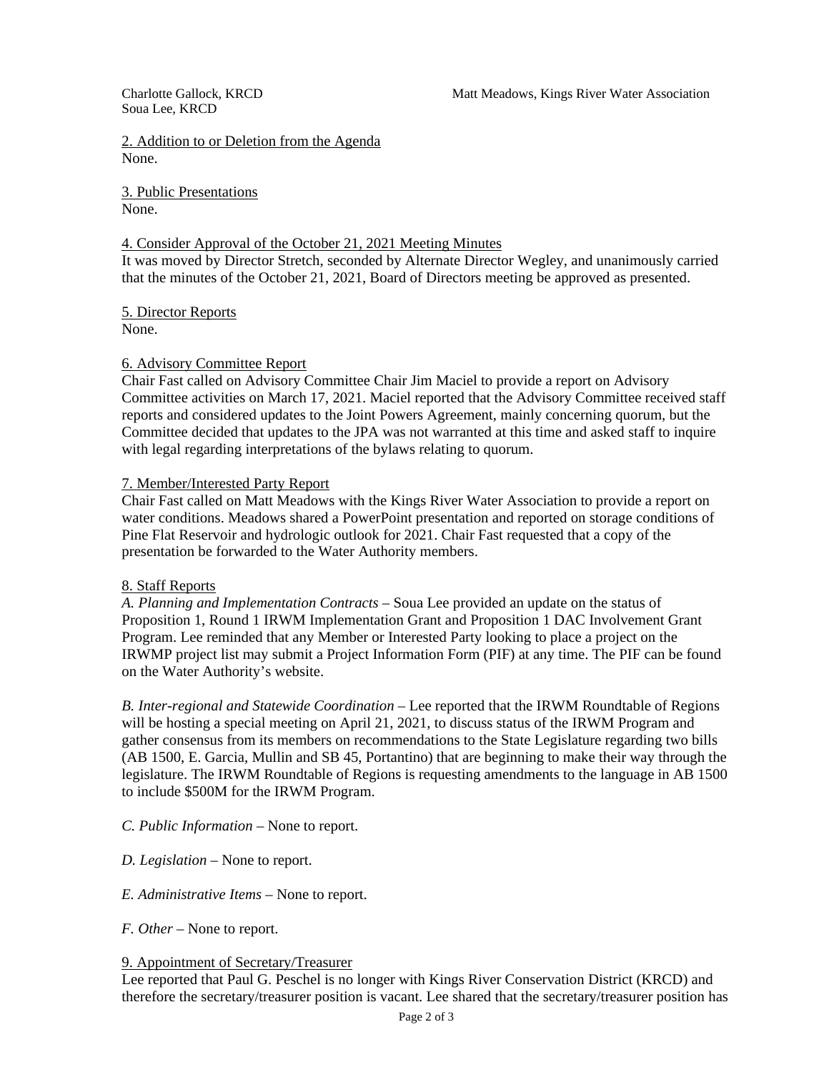Charlotte Gallock, KRCD
Soua Lee, KRCD

Matt Meadows, Kings River Water Association

2. Addition to or Deletion from the Agenda

None.

3. Public Presentations

None.

4. Consider Approval of the October 21, 2021 Meeting Minutes

It was moved by Director Stretch, seconded by Alternate Director Wegley, and unanimously carried that the minutes of the October 21, 2021, Board of Directors meeting be approved as presented.

5. Director Reports

None.

6. Advisory Committee Report

Chair Fast called on Advisory Committee Chair Jim Maciel to provide a report on Advisory Committee activities on March 17, 2021. Maciel reported that the Advisory Committee received staff reports and considered updates to the Joint Powers Agreement, mainly concerning quorum, but the Committee decided that updates to the JPA was not warranted at this time and asked staff to inquire with legal regarding interpretations of the bylaws relating to quorum.

7. Member/Interested Party Report

Chair Fast called on Matt Meadows with the Kings River Water Association to provide a report on water conditions. Meadows shared a PowerPoint presentation and reported on storage conditions of Pine Flat Reservoir and hydrologic outlook for 2021. Chair Fast requested that a copy of the presentation be forwarded to the Water Authority members.

8. Staff Reports

*A. Planning and Implementation Contracts* – Soua Lee provided an update on the status of Proposition 1, Round 1 IRWM Implementation Grant and Proposition 1 DAC Involvement Grant Program. Lee reminded that any Member or Interested Party looking to place a project on the IRWMP project list may submit a Project Information Form (PIF) at any time. The PIF can be found on the Water Authority's website.

*B. Inter-regional and Statewide Coordination* – Lee reported that the IRWM Roundtable of Regions will be hosting a special meeting on April 21, 2021, to discuss status of the IRWM Program and gather consensus from its members on recommendations to the State Legislature regarding two bills (AB 1500, E. Garcia, Mullin and SB 45, Portantino) that are beginning to make their way through the legislature. The IRWM Roundtable of Regions is requesting amendments to the language in AB 1500 to include $500M for the IRWM Program.

*C. Public Information* – None to report.

*D. Legislation* – None to report.

*E. Administrative Items* – None to report.

*F. Other* – None to report.

9. Appointment of Secretary/Treasurer

Lee reported that Paul G. Peschel is no longer with Kings River Conservation District (KRCD) and therefore the secretary/treasurer position is vacant. Lee shared that the secretary/treasurer position has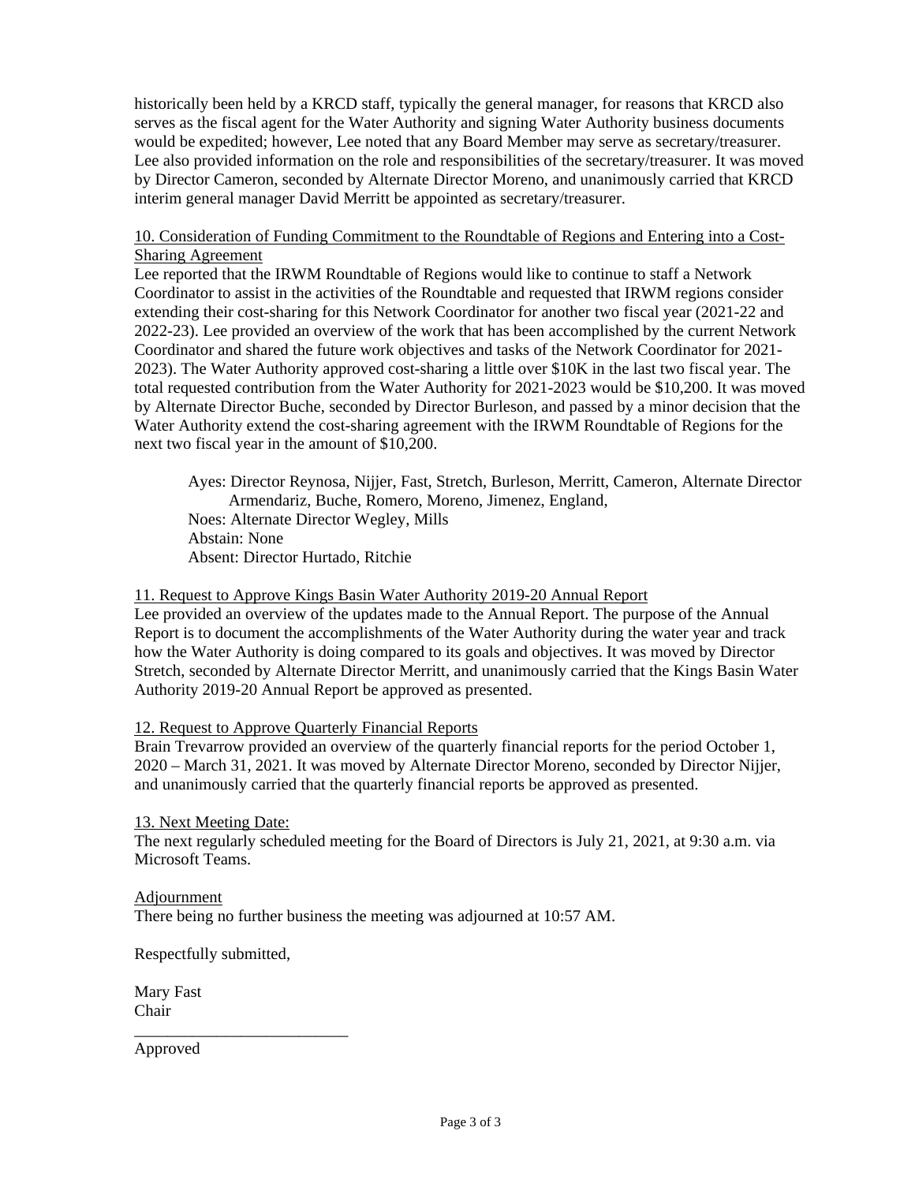historically been held by a KRCD staff, typically the general manager, for reasons that KRCD also serves as the fiscal agent for the Water Authority and signing Water Authority business documents would be expedited; however, Lee noted that any Board Member may serve as secretary/treasurer. Lee also provided information on the role and responsibilities of the secretary/treasurer. It was moved by Director Cameron, seconded by Alternate Director Moreno, and unanimously carried that KRCD interim general manager David Merritt be appointed as secretary/treasurer.

10. Consideration of Funding Commitment to the Roundtable of Regions and Entering into a Cost-Sharing Agreement

Lee reported that the IRWM Roundtable of Regions would like to continue to staff a Network Coordinator to assist in the activities of the Roundtable and requested that IRWM regions consider extending their cost-sharing for this Network Coordinator for another two fiscal year (2021-22 and 2022-23). Lee provided an overview of the work that has been accomplished by the current Network Coordinator and shared the future work objectives and tasks of the Network Coordinator for 2021-2023). The Water Authority approved cost-sharing a little over $10K in the last two fiscal year. The total requested contribution from the Water Authority for 2021-2023 would be $10,200. It was moved by Alternate Director Buche, seconded by Director Burleson, and passed by a minor decision that the Water Authority extend the cost-sharing agreement with the IRWM Roundtable of Regions for the next two fiscal year in the amount of $10,200.

Ayes: Director Reynosa, Nijjer, Fast, Stretch, Burleson, Merritt, Cameron, Alternate Director Armendariz, Buche, Romero, Moreno, Jimenez, England,
Noes: Alternate Director Wegley, Mills
Abstain: None
Absent: Director Hurtado, Ritchie

11. Request to Approve Kings Basin Water Authority 2019-20 Annual Report

Lee provided an overview of the updates made to the Annual Report. The purpose of the Annual Report is to document the accomplishments of the Water Authority during the water year and track how the Water Authority is doing compared to its goals and objectives. It was moved by Director Stretch, seconded by Alternate Director Merritt, and unanimously carried that the Kings Basin Water Authority 2019-20 Annual Report be approved as presented.

12. Request to Approve Quarterly Financial Reports

Brain Trevarrow provided an overview of the quarterly financial reports for the period October 1, 2020 – March 31, 2021. It was moved by Alternate Director Moreno, seconded by Director Nijjer, and unanimously carried that the quarterly financial reports be approved as presented.

13. Next Meeting Date:

The next regularly scheduled meeting for the Board of Directors is July 21, 2021, at 9:30 a.m. via Microsoft Teams.

Adjournment

There being no further business the meeting was adjourned at 10:57 AM.

Respectfully submitted,

Mary Fast
Chair

___________________________
Approved